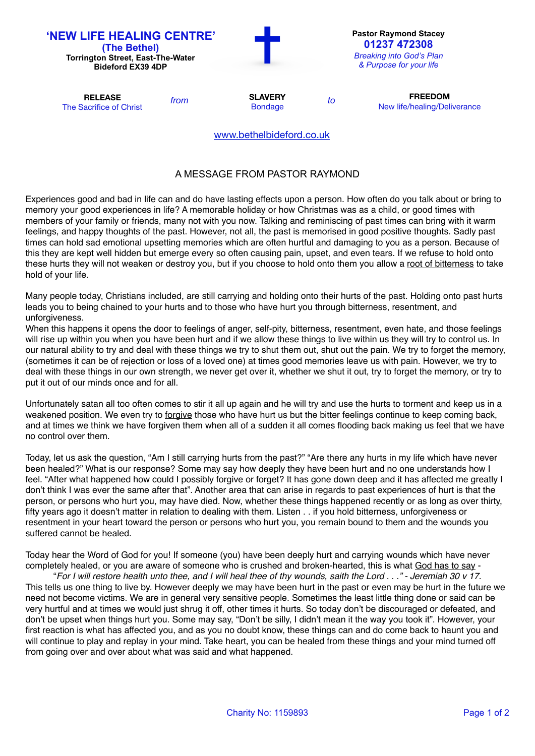**'NEW LIFE HEALING CENTRE'**
**(The Bethel)**
**Torrington Street, East-The-Water**
**Bideford EX39 4DP**

**Pastor Raymond Stacey**
**01237 472308**
*Breaking into God's Plan & Purpose for your life*

| **RELEASE** | *from* | **SLAVERY** | *to* | **FREEDOM** |
| --- | --- | --- | --- | --- |
| The Sacrifice of Christ | | Bondage | | New life/healing/Deliverance |

www.bethelbideford.co.uk

## A MESSAGE FROM PASTOR RAYMOND

Experiences good and bad in life can and do have lasting effects upon a person. How often do you talk about or bring to memory your good experiences in life? A memorable holiday or how Christmas was as a child, or good times with members of your family or friends, many not with you now. Talking and reminiscing of past times can bring with it warm feelings, and happy thoughts of the past. However, not all, the past is memorised in good positive thoughts. Sadly past times can hold sad emotional upsetting memories which are often hurtful and damaging to you as a person. Because of this they are kept well hidden but emerge every so often causing pain, upset, and even tears. If we refuse to hold onto these hurts they will not weaken or destroy you, but if you choose to hold onto them you allow a root of bitterness to take hold of your life.

Many people today, Christians included, are still carrying and holding onto their hurts of the past. Holding onto past hurts leads you to being chained to your hurts and to those who have hurt you through bitterness, resentment, and unforgiveness.
When this happens it opens the door to feelings of anger, self-pity, bitterness, resentment, even hate, and those feelings will rise up within you when you have been hurt and if we allow these things to live within us they will try to control us. In our natural ability to try and deal with these things we try to shut them out, shut out the pain. We try to forget the memory, (sometimes it can be of rejection or loss of a loved one) at times good memories leave us with pain. However, we try to deal with these things in our own strength, we never get over it, whether we shut it out, try to forget the memory, or try to put it out of our minds once and for all.

Unfortunately satan all too often comes to stir it all up again and he will try and use the hurts to torment and keep us in a weakened position. We even try to forgive those who have hurt us but the bitter feelings continue to keep coming back, and at times we think we have forgiven them when all of a sudden it all comes flooding back making us feel that we have no control over them.

Today, let us ask the question, "Am I still carrying hurts from the past?" "Are there any hurts in my life which have never been healed?" What is our response? Some may say how deeply they have been hurt and no one understands how I feel. "After what happened how could I possibly forgive or forget? It has gone down deep and it has affected me greatly I don't think I was ever the same after that". Another area that can arise in regards to past experiences of hurt is that the person, or persons who hurt you, may have died. Now, whether these things happened recently or as long as over thirty, fifty years ago it doesn't matter in relation to dealing with them. Listen . . if you hold bitterness, unforgiveness or resentment in your heart toward the person or persons who hurt you, you remain bound to them and the wounds you suffered cannot be healed.

Today hear the Word of God for you! If someone (you) have been deeply hurt and carrying wounds which have never completely healed, or you are aware of someone who is crushed and broken-hearted, this is what God has to say -

"*For I will restore health unto thee, and I will heal thee of thy wounds, saith the Lord . . ." - Jeremiah 30 v 17.*

This tells us one thing to live by. However deeply we may have been hurt in the past or even may be hurt in the future we need not become victims. We are in general very sensitive people. Sometimes the least little thing done or said can be very hurtful and at times we would just shrug it off, other times it hurts. So today don't be discouraged or defeated, and don't be upset when things hurt you. Some may say, "Don't be silly, I didn't mean it the way you took it". However, your first reaction is what has affected you, and as you no doubt know, these things can and do come back to haunt you and will continue to play and replay in your mind. Take heart, you can be healed from these things and your mind turned off from going over and over about what was said and what happened.

Charity No: 1159893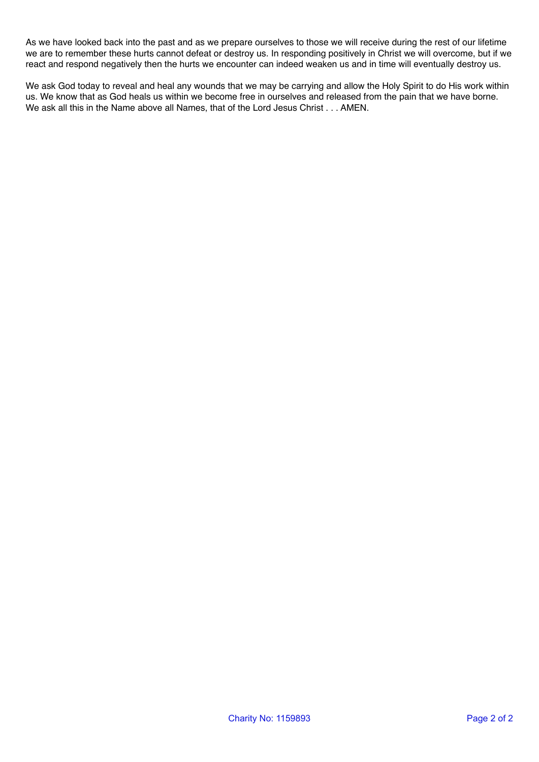As we have looked back into the past and as we prepare ourselves to those we will receive during the rest of our lifetime we are to remember these hurts cannot defeat or destroy us. In responding positively in Christ we will overcome, but if we react and respond negatively then the hurts we encounter can indeed weaken us and in time will eventually destroy us.

We ask God today to reveal and heal any wounds that we may be carrying and allow the Holy Spirit to do His work within us. We know that as God heals us within we become free in ourselves and released from the pain that we have borne. We ask all this in the Name above all Names, that of the Lord Jesus Christ . . . AMEN.

Charity No: 1159893